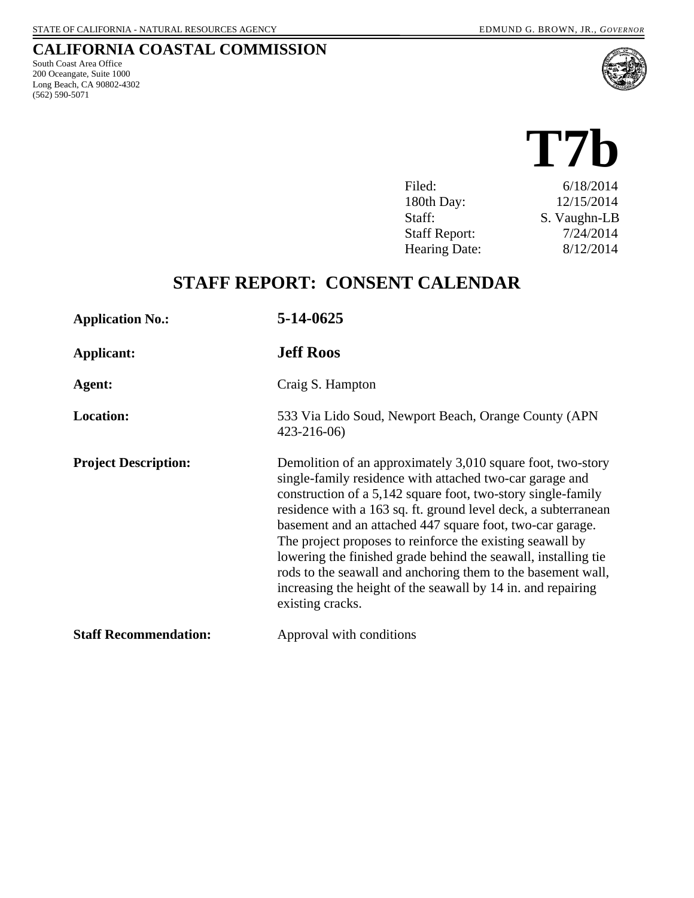STATE OF CALIFORNIA - NATURAL RESOURCES AGENCY EDMUND G. BROWN, JR., *GOVERNOR*

# CALIFORNIA COASTAL COMMISSION

South Coast Area Office
200 Oceangate, Suite 1000
Long Beach, CA 90802-4302
(562) 590-5071

# T7b

| | |
|---|---|
| Filed: | 6/18/2014 |
| 180th Day: | 12/15/2014 |
| Staff: | S. Vaughn-LB |
| Staff Report: | 7/24/2014 |
| Hearing Date: | 8/12/2014 |

## STAFF REPORT: CONSENT CALENDAR

**Application No.:** **5-14-0625**

**Applicant:** **Jeff Roos**

**Agent:** Craig S. Hampton

**Location:** 533 Via Lido Soud, Newport Beach, Orange County (APN 423-216-06)

**Project Description:** Demolition of an approximately 3,010 square foot, two-story single-family residence with attached two-car garage and construction of a 5,142 square foot, two-story single-family residence with a 163 sq. ft. ground level deck, a subterranean basement and an attached 447 square foot, two-car garage. The project proposes to reinforce the existing seawall by lowering the finished grade behind the seawall, installing tie rods to the seawall and anchoring them to the basement wall, increasing the height of the seawall by 14 in. and repairing existing cracks.

**Staff Recommendation:** Approval with conditions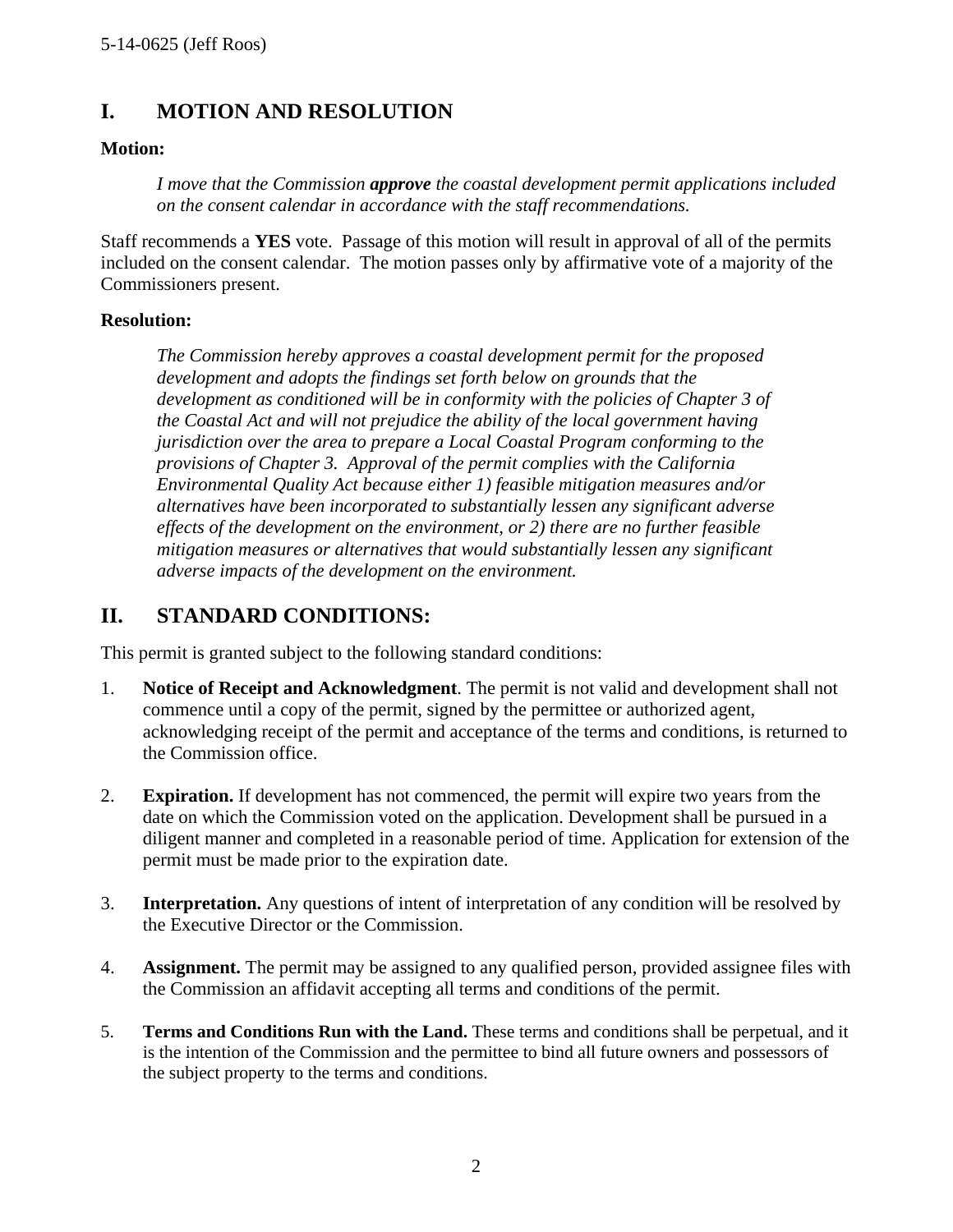## I. MOTION AND RESOLUTION

**Motion:**

> *I move that the Commission* ***approve*** *the coastal development permit applications included on the consent calendar in accordance with the staff recommendations.*

Staff recommends a **YES** vote. Passage of this motion will result in approval of all of the permits included on the consent calendar. The motion passes only by affirmative vote of a majority of the Commissioners present.

**Resolution:**

> *The Commission hereby approves a coastal development permit for the proposed development and adopts the findings set forth below on grounds that the development as conditioned will be in conformity with the policies of Chapter 3 of the Coastal Act and will not prejudice the ability of the local government having jurisdiction over the area to prepare a Local Coastal Program conforming to the provisions of Chapter 3. Approval of the permit complies with the California Environmental Quality Act because either 1) feasible mitigation measures and/or alternatives have been incorporated to substantially lessen any significant adverse effects of the development on the environment, or 2) there are no further feasible mitigation measures or alternatives that would substantially lessen any significant adverse impacts of the development on the environment.*

## II. STANDARD CONDITIONS:

This permit is granted subject to the following standard conditions:

1. **Notice of Receipt and Acknowledgment**. The permit is not valid and development shall not commence until a copy of the permit, signed by the permittee or authorized agent, acknowledging receipt of the permit and acceptance of the terms and conditions, is returned to the Commission office.

2. **Expiration.** If development has not commenced, the permit will expire two years from the date on which the Commission voted on the application. Development shall be pursued in a diligent manner and completed in a reasonable period of time. Application for extension of the permit must be made prior to the expiration date.

3. **Interpretation.** Any questions of intent of interpretation of any condition will be resolved by the Executive Director or the Commission.

4. **Assignment.** The permit may be assigned to any qualified person, provided assignee files with the Commission an affidavit accepting all terms and conditions of the permit.

5. **Terms and Conditions Run with the Land.** These terms and conditions shall be perpetual, and it is the intention of the Commission and the permittee to bind all future owners and possessors of the subject property to the terms and conditions.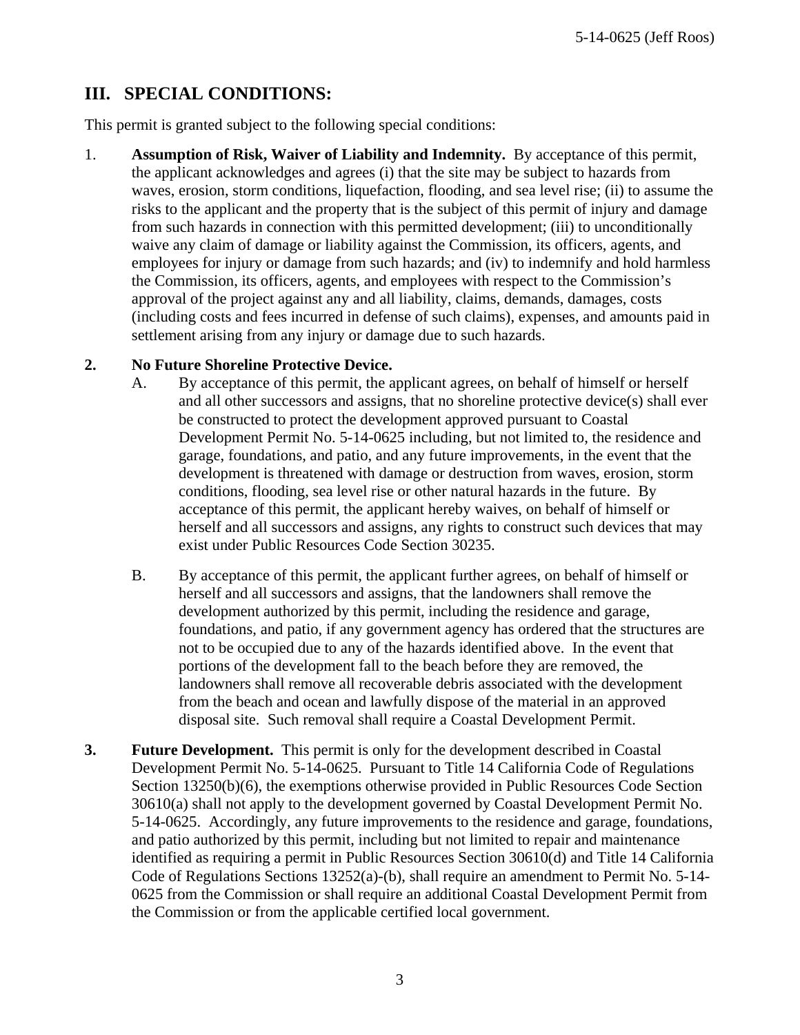## III. SPECIAL CONDITIONS:

This permit is granted subject to the following special conditions:

1. **Assumption of Risk, Waiver of Liability and Indemnity.** By acceptance of this permit, the applicant acknowledges and agrees (i) that the site may be subject to hazards from waves, erosion, storm conditions, liquefaction, flooding, and sea level rise; (ii) to assume the risks to the applicant and the property that is the subject of this permit of injury and damage from such hazards in connection with this permitted development; (iii) to unconditionally waive any claim of damage or liability against the Commission, its officers, agents, and employees for injury or damage from such hazards; and (iv) to indemnify and hold harmless the Commission, its officers, agents, and employees with respect to the Commission's approval of the project against any and all liability, claims, demands, damages, costs (including costs and fees incurred in defense of such claims), expenses, and amounts paid in settlement arising from any injury or damage due to such hazards.

2. **No Future Shoreline Protective Device.**
   - A. By acceptance of this permit, the applicant agrees, on behalf of himself or herself and all other successors and assigns, that no shoreline protective device(s) shall ever be constructed to protect the development approved pursuant to Coastal Development Permit No. 5-14-0625 including, but not limited to, the residence and garage, foundations, and patio, and any future improvements, in the event that the development is threatened with damage or destruction from waves, erosion, storm conditions, flooding, sea level rise or other natural hazards in the future. By acceptance of this permit, the applicant hereby waives, on behalf of himself or herself and all successors and assigns, any rights to construct such devices that may exist under Public Resources Code Section 30235.
   - B. By acceptance of this permit, the applicant further agrees, on behalf of himself or herself and all successors and assigns, that the landowners shall remove the development authorized by this permit, including the residence and garage, foundations, and patio, if any government agency has ordered that the structures are not to be occupied due to any of the hazards identified above. In the event that portions of the development fall to the beach before they are removed, the landowners shall remove all recoverable debris associated with the development from the beach and ocean and lawfully dispose of the material in an approved disposal site. Such removal shall require a Coastal Development Permit.

3. **Future Development.** This permit is only for the development described in Coastal Development Permit No. 5-14-0625. Pursuant to Title 14 California Code of Regulations Section 13250(b)(6), the exemptions otherwise provided in Public Resources Code Section 30610(a) shall not apply to the development governed by Coastal Development Permit No. 5-14-0625. Accordingly, any future improvements to the residence and garage, foundations, and patio authorized by this permit, including but not limited to repair and maintenance identified as requiring a permit in Public Resources Section 30610(d) and Title 14 California Code of Regulations Sections 13252(a)-(b), shall require an amendment to Permit No. 5-14-0625 from the Commission or shall require an additional Coastal Development Permit from the Commission or from the applicable certified local government.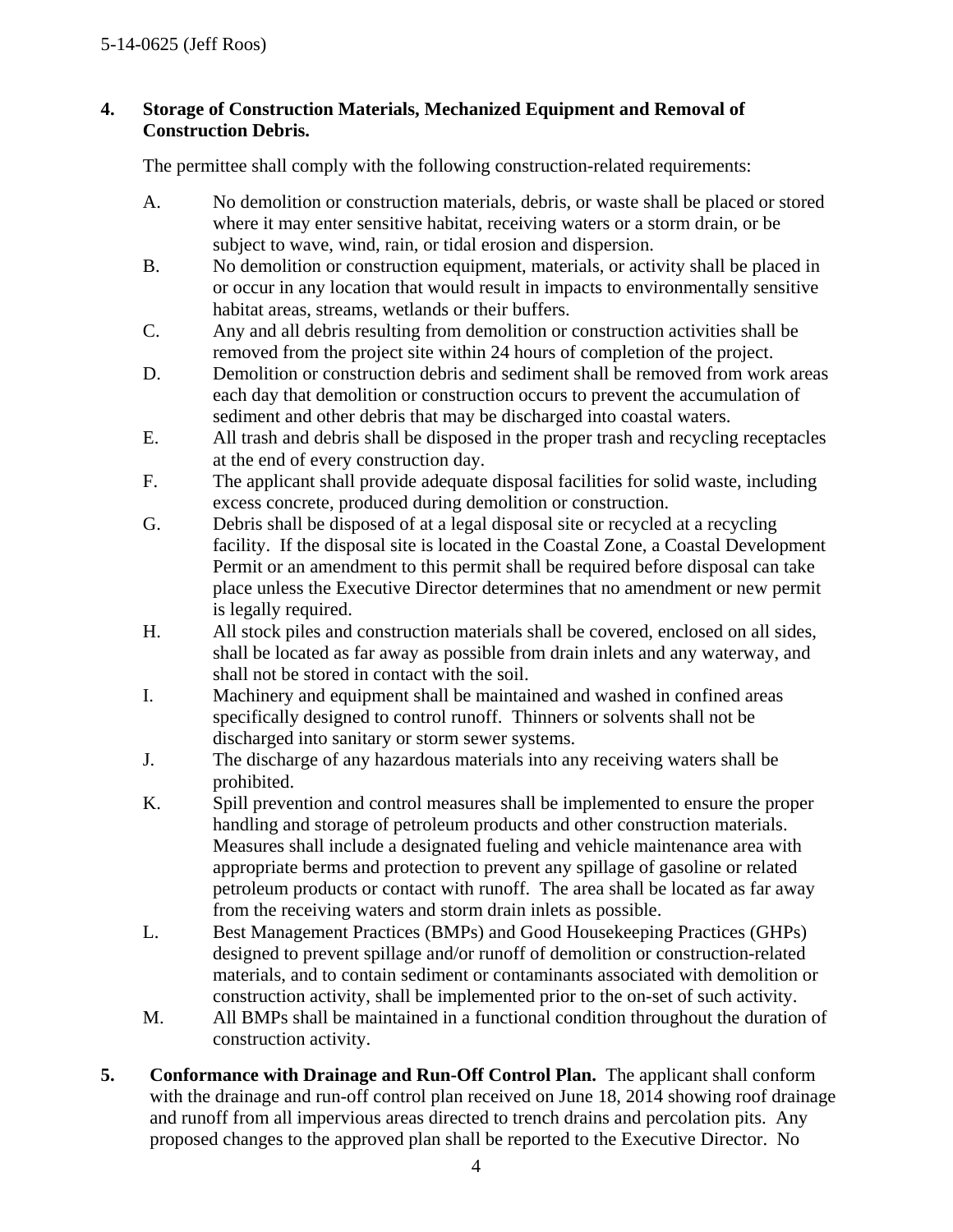**4. Storage of Construction Materials, Mechanized Equipment and Removal of Construction Debris.**

The permittee shall comply with the following construction-related requirements:

A. No demolition or construction materials, debris, or waste shall be placed or stored where it may enter sensitive habitat, receiving waters or a storm drain, or be subject to wave, wind, rain, or tidal erosion and dispersion.

B. No demolition or construction equipment, materials, or activity shall be placed in or occur in any location that would result in impacts to environmentally sensitive habitat areas, streams, wetlands or their buffers.

C. Any and all debris resulting from demolition or construction activities shall be removed from the project site within 24 hours of completion of the project.

D. Demolition or construction debris and sediment shall be removed from work areas each day that demolition or construction occurs to prevent the accumulation of sediment and other debris that may be discharged into coastal waters.

E. All trash and debris shall be disposed in the proper trash and recycling receptacles at the end of every construction day.

F. The applicant shall provide adequate disposal facilities for solid waste, including excess concrete, produced during demolition or construction.

G. Debris shall be disposed of at a legal disposal site or recycled at a recycling facility. If the disposal site is located in the Coastal Zone, a Coastal Development Permit or an amendment to this permit shall be required before disposal can take place unless the Executive Director determines that no amendment or new permit is legally required.

H. All stock piles and construction materials shall be covered, enclosed on all sides, shall be located as far away as possible from drain inlets and any waterway, and shall not be stored in contact with the soil.

I. Machinery and equipment shall be maintained and washed in confined areas specifically designed to control runoff. Thinners or solvents shall not be discharged into sanitary or storm sewer systems.

J. The discharge of any hazardous materials into any receiving waters shall be prohibited.

K. Spill prevention and control measures shall be implemented to ensure the proper handling and storage of petroleum products and other construction materials. Measures shall include a designated fueling and vehicle maintenance area with appropriate berms and protection to prevent any spillage of gasoline or related petroleum products or contact with runoff. The area shall be located as far away from the receiving waters and storm drain inlets as possible.

L. Best Management Practices (BMPs) and Good Housekeeping Practices (GHPs) designed to prevent spillage and/or runoff of demolition or construction-related materials, and to contain sediment or contaminants associated with demolition or construction activity, shall be implemented prior to the on-set of such activity.

M. All BMPs shall be maintained in a functional condition throughout the duration of construction activity.

**5. Conformance with Drainage and Run-Off Control Plan.** The applicant shall conform with the drainage and run-off control plan received on June 18, 2014 showing roof drainage and runoff from all impervious areas directed to trench drains and percolation pits. Any proposed changes to the approved plan shall be reported to the Executive Director. No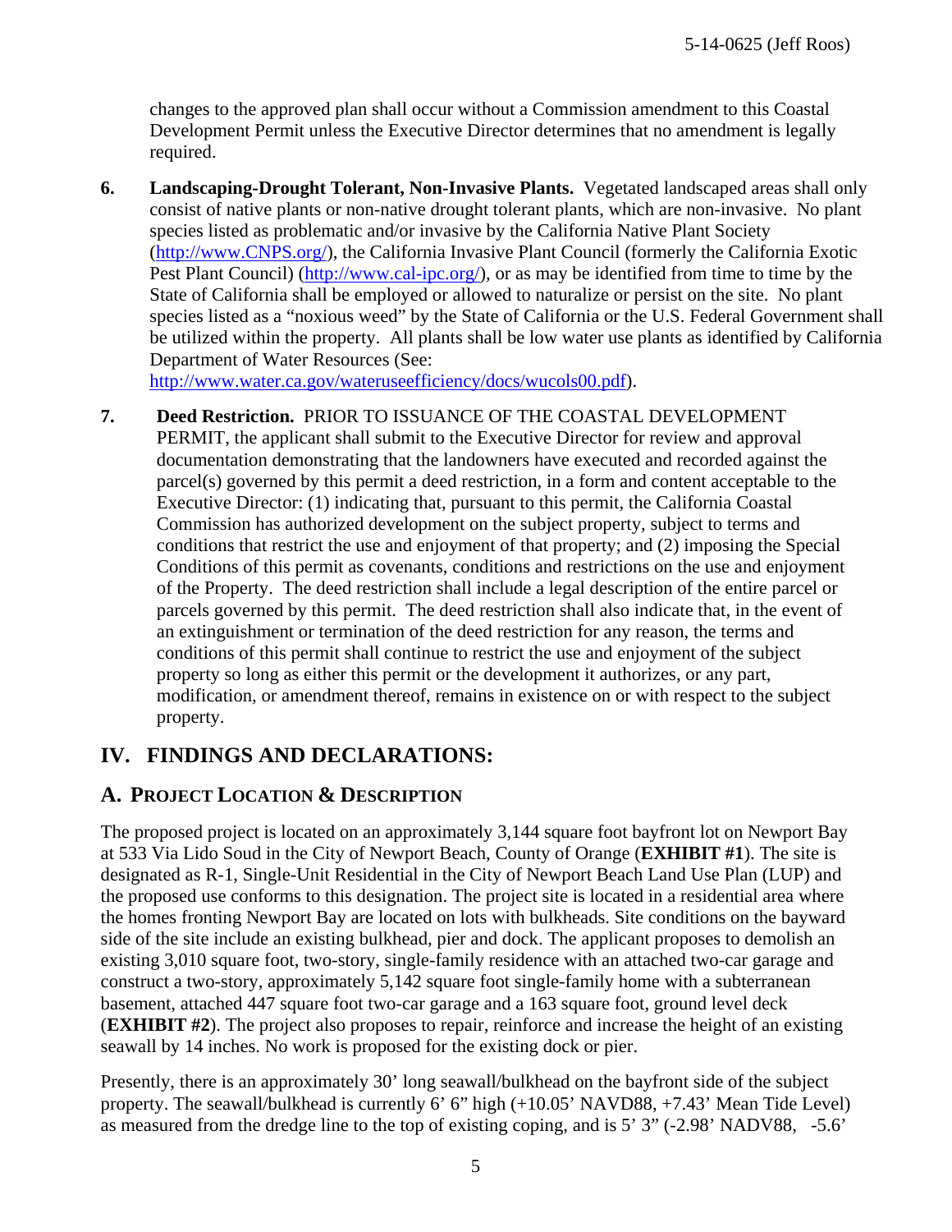changes to the approved plan shall occur without a Commission amendment to this Coastal Development Permit unless the Executive Director determines that no amendment is legally required.

6. **Landscaping-Drought Tolerant, Non-Invasive Plants.** Vegetated landscaped areas shall only consist of native plants or non-native drought tolerant plants, which are non-invasive. No plant species listed as problematic and/or invasive by the California Native Plant Society (http://www.CNPS.org/), the California Invasive Plant Council (formerly the California Exotic Pest Plant Council) (http://www.cal-ipc.org/), or as may be identified from time to time by the State of California shall be employed or allowed to naturalize or persist on the site. No plant species listed as a "noxious weed" by the State of California or the U.S. Federal Government shall be utilized within the property. All plants shall be low water use plants as identified by California Department of Water Resources (See: http://www.water.ca.gov/wateruseefficiency/docs/wucols00.pdf).

7. **Deed Restriction.** PRIOR TO ISSUANCE OF THE COASTAL DEVELOPMENT PERMIT, the applicant shall submit to the Executive Director for review and approval documentation demonstrating that the landowners have executed and recorded against the parcel(s) governed by this permit a deed restriction, in a form and content acceptable to the Executive Director: (1) indicating that, pursuant to this permit, the California Coastal Commission has authorized development on the subject property, subject to terms and conditions that restrict the use and enjoyment of that property; and (2) imposing the Special Conditions of this permit as covenants, conditions and restrictions on the use and enjoyment of the Property. The deed restriction shall include a legal description of the entire parcel or parcels governed by this permit. The deed restriction shall also indicate that, in the event of an extinguishment or termination of the deed restriction for any reason, the terms and conditions of this permit shall continue to restrict the use and enjoyment of the subject property so long as either this permit or the development it authorizes, or any part, modification, or amendment thereof, remains in existence on or with respect to the subject property.

## IV. FINDINGS AND DECLARATIONS:

### A. PROJECT LOCATION & DESCRIPTION

The proposed project is located on an approximately 3,144 square foot bayfront lot on Newport Bay at 533 Via Lido Soud in the City of Newport Beach, County of Orange (**EXHIBIT #1**). The site is designated as R-1, Single-Unit Residential in the City of Newport Beach Land Use Plan (LUP) and the proposed use conforms to this designation. The project site is located in a residential area where the homes fronting Newport Bay are located on lots with bulkheads. Site conditions on the bayward side of the site include an existing bulkhead, pier and dock. The applicant proposes to demolish an existing 3,010 square foot, two-story, single-family residence with an attached two-car garage and construct a two-story, approximately 5,142 square foot single-family home with a subterranean basement, attached 447 square foot two-car garage and a 163 square foot, ground level deck (**EXHIBIT #2**). The project also proposes to repair, reinforce and increase the height of an existing seawall by 14 inches. No work is proposed for the existing dock or pier.

Presently, there is an approximately 30' long seawall/bulkhead on the bayfront side of the subject property. The seawall/bulkhead is currently 6' 6" high (+10.05' NAVD88, +7.43' Mean Tide Level) as measured from the dredge line to the top of existing coping, and is 5' 3" (-2.98' NADV88, -5.6'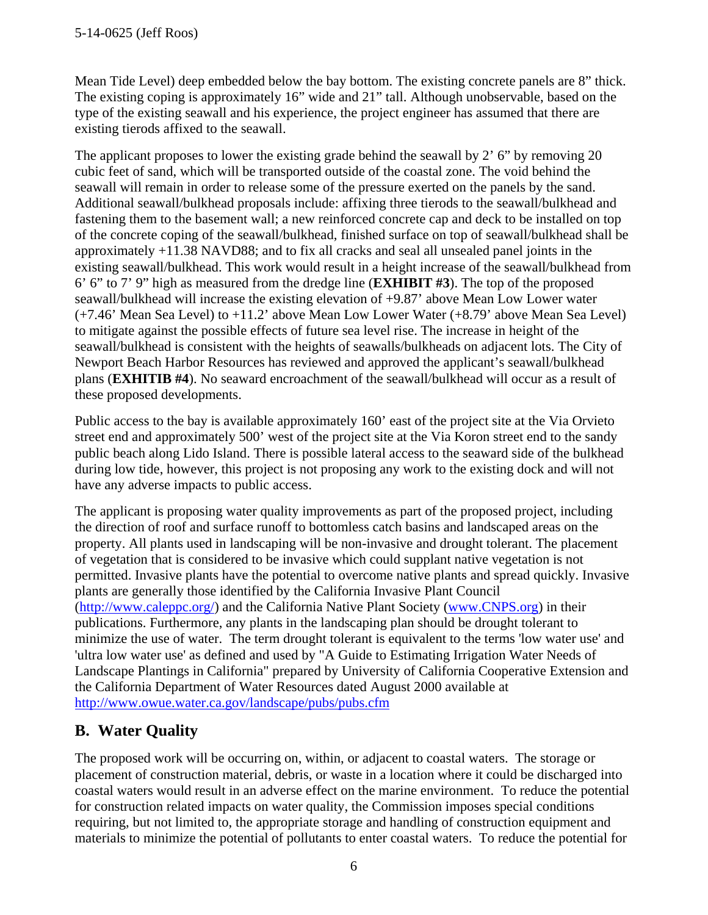Mean Tide Level) deep embedded below the bay bottom. The existing concrete panels are 8" thick. The existing coping is approximately 16" wide and 21" tall. Although unobservable, based on the type of the existing seawall and his experience, the project engineer has assumed that there are existing tierods affixed to the seawall.

The applicant proposes to lower the existing grade behind the seawall by 2' 6" by removing 20 cubic feet of sand, which will be transported outside of the coastal zone. The void behind the seawall will remain in order to release some of the pressure exerted on the panels by the sand. Additional seawall/bulkhead proposals include: affixing three tierods to the seawall/bulkhead and fastening them to the basement wall; a new reinforced concrete cap and deck to be installed on top of the concrete coping of the seawall/bulkhead, finished surface on top of seawall/bulkhead shall be approximately +11.38 NAVD88; and to fix all cracks and seal all unsealed panel joints in the existing seawall/bulkhead. This work would result in a height increase of the seawall/bulkhead from 6' 6" to 7' 9" high as measured from the dredge line (**EXHIBIT #3**). The top of the proposed seawall/bulkhead will increase the existing elevation of +9.87' above Mean Low Lower water (+7.46' Mean Sea Level) to +11.2' above Mean Low Lower Water (+8.79' above Mean Sea Level) to mitigate against the possible effects of future sea level rise. The increase in height of the seawall/bulkhead is consistent with the heights of seawalls/bulkheads on adjacent lots. The City of Newport Beach Harbor Resources has reviewed and approved the applicant's seawall/bulkhead plans (**EXHITIB #4**). No seaward encroachment of the seawall/bulkhead will occur as a result of these proposed developments.

Public access to the bay is available approximately 160' east of the project site at the Via Orvieto street end and approximately 500' west of the project site at the Via Koron street end to the sandy public beach along Lido Island. There is possible lateral access to the seaward side of the bulkhead during low tide, however, this project is not proposing any work to the existing dock and will not have any adverse impacts to public access.

The applicant is proposing water quality improvements as part of the proposed project, including the direction of roof and surface runoff to bottomless catch basins and landscaped areas on the property. All plants used in landscaping will be non-invasive and drought tolerant. The placement of vegetation that is considered to be invasive which could supplant native vegetation is not permitted. Invasive plants have the potential to overcome native plants and spread quickly. Invasive plants are generally those identified by the California Invasive Plant Council (http://www.caleppc.org/) and the California Native Plant Society (www.CNPS.org) in their publications. Furthermore, any plants in the landscaping plan should be drought tolerant to minimize the use of water. The term drought tolerant is equivalent to the terms 'low water use' and 'ultra low water use' as defined and used by "A Guide to Estimating Irrigation Water Needs of Landscape Plantings in California" prepared by University of California Cooperative Extension and the California Department of Water Resources dated August 2000 available at http://www.owue.water.ca.gov/landscape/pubs/pubs.cfm

## B. Water Quality

The proposed work will be occurring on, within, or adjacent to coastal waters. The storage or placement of construction material, debris, or waste in a location where it could be discharged into coastal waters would result in an adverse effect on the marine environment. To reduce the potential for construction related impacts on water quality, the Commission imposes special conditions requiring, but not limited to, the appropriate storage and handling of construction equipment and materials to minimize the potential of pollutants to enter coastal waters. To reduce the potential for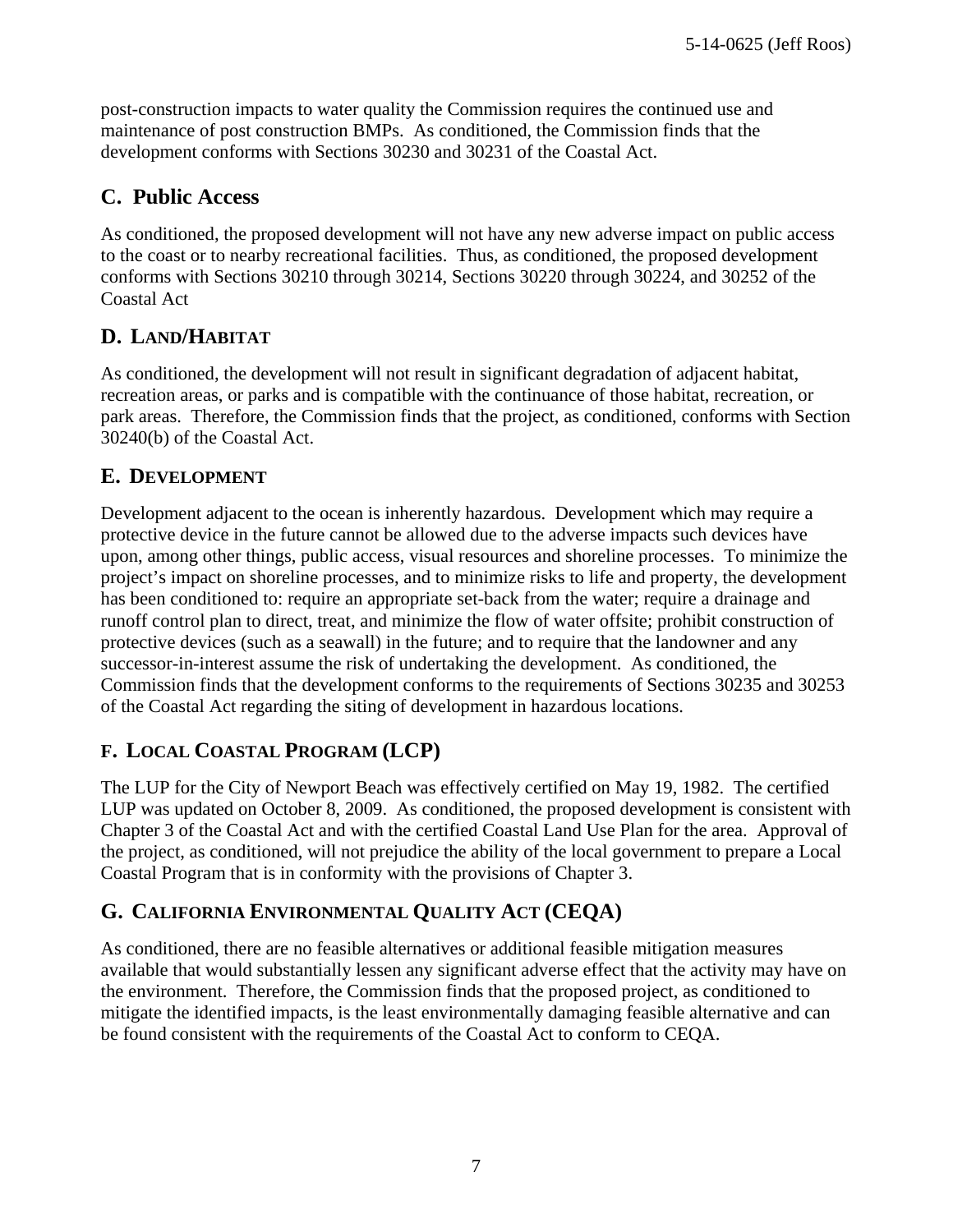post-construction impacts to water quality the Commission requires the continued use and maintenance of post construction BMPs. As conditioned, the Commission finds that the development conforms with Sections 30230 and 30231 of the Coastal Act.

## C. Public Access

As conditioned, the proposed development will not have any new adverse impact on public access to the coast or to nearby recreational facilities. Thus, as conditioned, the proposed development conforms with Sections 30210 through 30214, Sections 30220 through 30224, and 30252 of the Coastal Act

## D. Land/Habitat

As conditioned, the development will not result in significant degradation of adjacent habitat, recreation areas, or parks and is compatible with the continuance of those habitat, recreation, or park areas. Therefore, the Commission finds that the project, as conditioned, conforms with Section 30240(b) of the Coastal Act.

## E. Development

Development adjacent to the ocean is inherently hazardous. Development which may require a protective device in the future cannot be allowed due to the adverse impacts such devices have upon, among other things, public access, visual resources and shoreline processes. To minimize the project's impact on shoreline processes, and to minimize risks to life and property, the development has been conditioned to: require an appropriate set-back from the water; require a drainage and runoff control plan to direct, treat, and minimize the flow of water offsite; prohibit construction of protective devices (such as a seawall) in the future; and to require that the landowner and any successor-in-interest assume the risk of undertaking the development. As conditioned, the Commission finds that the development conforms to the requirements of Sections 30235 and 30253 of the Coastal Act regarding the siting of development in hazardous locations.

## F. Local Coastal Program (LCP)

The LUP for the City of Newport Beach was effectively certified on May 19, 1982. The certified LUP was updated on October 8, 2009. As conditioned, the proposed development is consistent with Chapter 3 of the Coastal Act and with the certified Coastal Land Use Plan for the area. Approval of the project, as conditioned, will not prejudice the ability of the local government to prepare a Local Coastal Program that is in conformity with the provisions of Chapter 3.

## G. California Environmental Quality Act (CEQA)

As conditioned, there are no feasible alternatives or additional feasible mitigation measures available that would substantially lessen any significant adverse effect that the activity may have on the environment. Therefore, the Commission finds that the proposed project, as conditioned to mitigate the identified impacts, is the least environmentally damaging feasible alternative and can be found consistent with the requirements of the Coastal Act to conform to CEQA.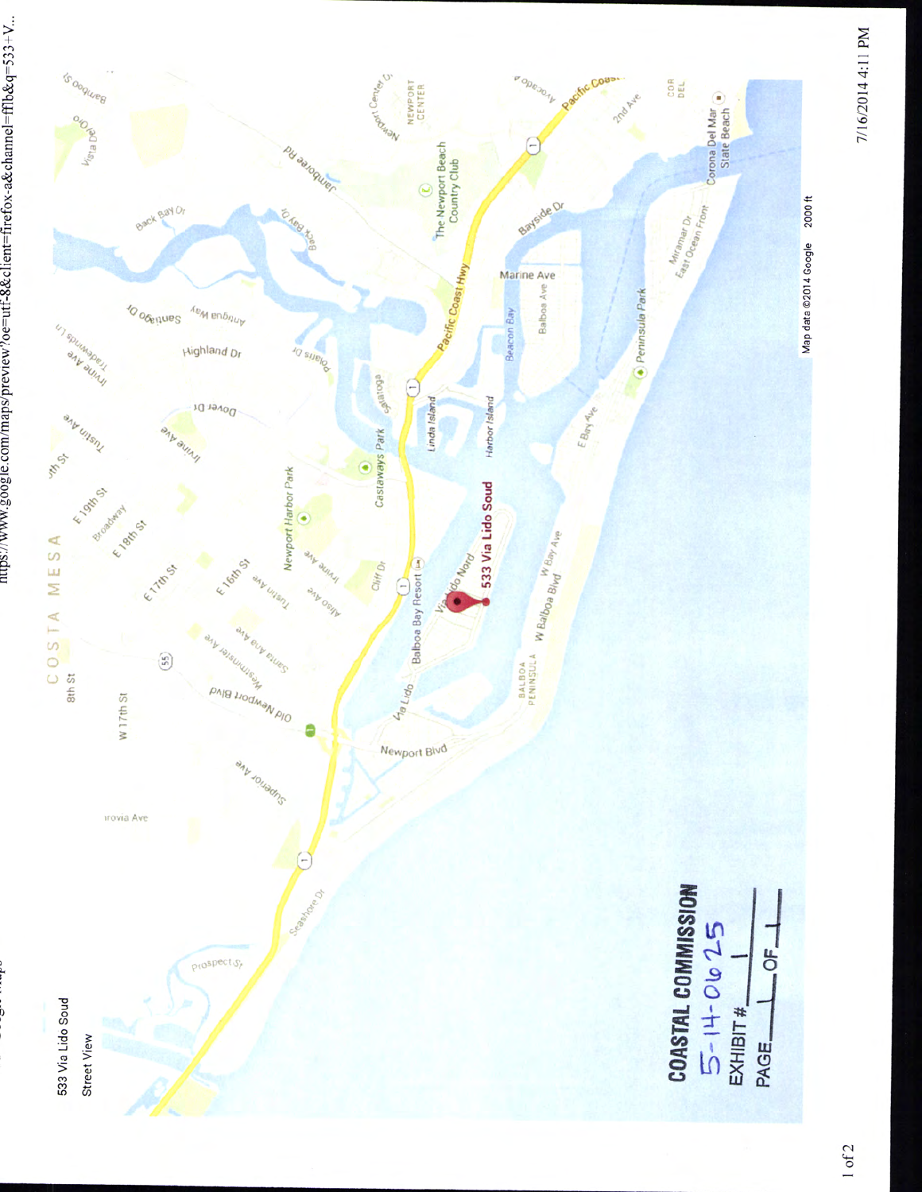533 Via Lido Soud

Street View

533 Via Lido Soud

Map data ©2014 Google 2000 ft

**COASTAL COMMISSION**

5-14-0625

EXHIBIT # 1

PAGE 1 OF 1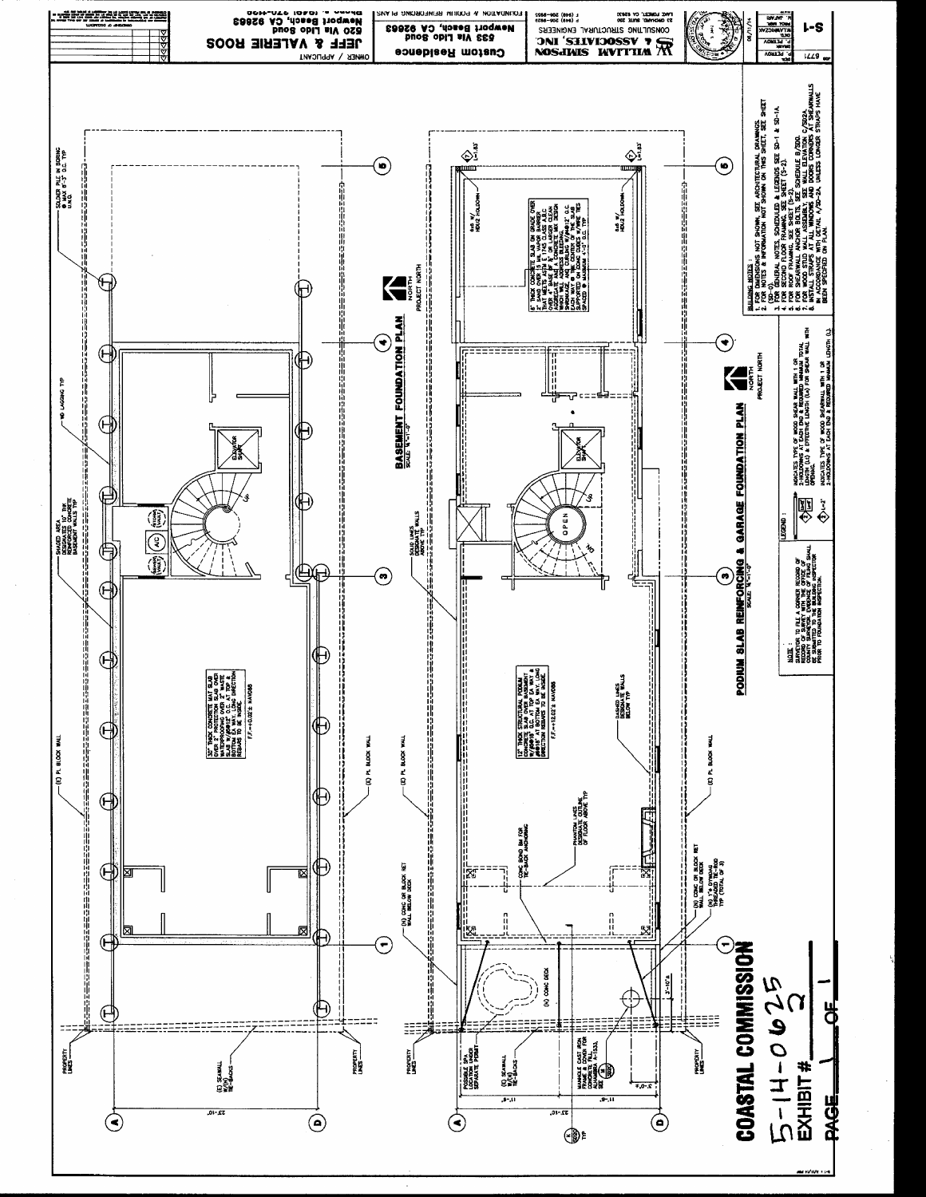# BASEMENT FOUNDATION PLAN

SCALE: 1/4"=1'-0"

NORTH
PROJECT NORTH

SOLDIER PILE IN SHORING @ MAX 8'-0" O.C. TYP U.N.O.

NO LAGGING TYP

SHADED AREA DESIGNATE 10" THK REINFORCED CONCRETE BASEMENT WALLS TYP

SOLID LINES DESIGNATE WALLS ABOVE TYP

30" THICK CONCRETE MAT SLAB OVER 2" PROTECTION SLAB OVER WATERPROOFING OVER 2" MUDSLAB. REINFORCE MAT SLAB W/#8@12" O.C. AT TOP & BOTTOM EA WAY. EACH DIRECTION REBARS TO BE INSIDE. F.F.=+0.02'± NAVD88

(E) PL BLOCK WALL

(N) CONC OR BLOCK RET WALL BELOW DECK

(E) SEAWALL W/(N) TIE-BACKS

PROPERTY LINES

ELEVATOR SHAFT

# PODIUM SLAB REINFORCING & GARAGE FOUNDATION PLAN

SCALE: 1/4"=1'-0"

NORTH
PROJECT NORTH

6" THICK CONCRETE SLAB ON GRADE OVER 2" SAND OVER 15 MIL VAPOR BARRIER THAT MEETS ASTM E 1745 CLASS A OVER 4" BASE OF 3/4" OR LARGER CLEAN AGGREGATE. SEE CONCRETE MIX DESIGN WHICH WILL ADDRESS BLEEDING, SHRINKAGE, AND CURLING W/#4@12" O.C. EACH WAY IN THE CENTER OF THE SLAB SUPPORTED ON CONC DOBIE W/WIRE TIES SPACED @ MAXIMUM 4'-0" O.C. TYP

12" THICK STRUCTURAL PODIUM CONCRETE SLAB OVER BASEMENT W/#6@12" O.C. AT TOP EA WAY & W/#6@12" AT BOTTOM EA WAY. LONG DIRECTION REBARS TO BE INSIDE. F.F.=+12.02'± NAVD88

DASHED LINES DESIGNATE WALLS BELOW TYP

PHANTOM LINES DESIGNATE OUTLINE OF FLOOR ABOVE TYP

CONC BOND BM FOR TIE-BACK ANCHORING

(N) CONC OR BLOCK RET WALL BELOW DECK

(N) 1" DYWIDAG THREADED TIE-ROD TYP (TOTAL OF 3)

(N) CONC DECK

POSSIBLE SPA LOCATION UNDER SEPARATE PERMIT

(E) SEAWALL W/(N) TIE-BACKS

MANHOLE CAST IRON FRAME & COVER FOR CONCRETE FILL ALHAMBRA A-1633

HD2 HOLDOWN

OPEN

## BUILDING NOTES:

1. FOR DIMENSIONS NOT SHOWN, SEE ARCHITECTURAL DRAWINGS.
2. FOR NOTES & INFORMATION NOT SHOWN ON THIS SHEET, SEE SHEET SD-1.
3. FOR GENERAL NOTES, SCHEDULES & LEGENDS SEE S-1 & SD-1A.
4. FOR SECOND FLOOR FRAMING, SEE SHEET (S-2).
5. FOR SHEARWALL ANCHOR BOLTS, SEE SCHEDULE 8/SD0.
6. FOR WOOD STUD WALL ASSEMBLY, SEE WALL ELEVATION C/SD2A.
7. INSTALL STRAPS AT ALL WINDOWS AND DOORS CORNERS AT SHEARWALLS IN ACCORDANCE WITH DETAIL A/SD-2A, UNLESS LONGER STRAPS HAVE BEEN SPECIFIED ON PLAN.

## LEGEND:

INDICATES TYPE OF WOOD SHEAR WALL WITH 1 OR 2-HOLDOWNS AT EACH END & REQUIRED MINIMUM TOTAL LENGTH (LT) & EFFECTIVE LENGTH (LE) FOR SHEAR WALL WITH OPENINGS.

INDICATES TYPE OF WOOD SHEARWALL WITH 1 OR 2-HOLDOWNS AT EACH END & REQUIRED MINIMUM LENGTH (L).

## NOTE:

SURVEYOR TO FILE A CORNER RECORD OF RECORD OF SURVEY WITH THE OFFICE OF COUNTY SURVEYOR. EVIDENCE OF FILING SHALL BE SUBMITTED TO THE BUILDING INSPECTOR PRIOR TO FOUNDATION INSPECTION.

Custom Residence
633 Via Lido Soud
Newport Beach, CA 92663

FOUNDATION & PODIUM REINFORCING PLANS

OWNER / APPLICANT
JEFF & VALERIE ROOS
620 Via Lido Soud
Newport Beach, CA 92663

WILLIAM SIMPSON & ASSOCIATES, INC.
CONSULTING STRUCTURAL ENGINEERS

S-1

**COASTAL COMMISSION**

5-14-0625

EXHIBIT # 2

PAGE 1 OF 1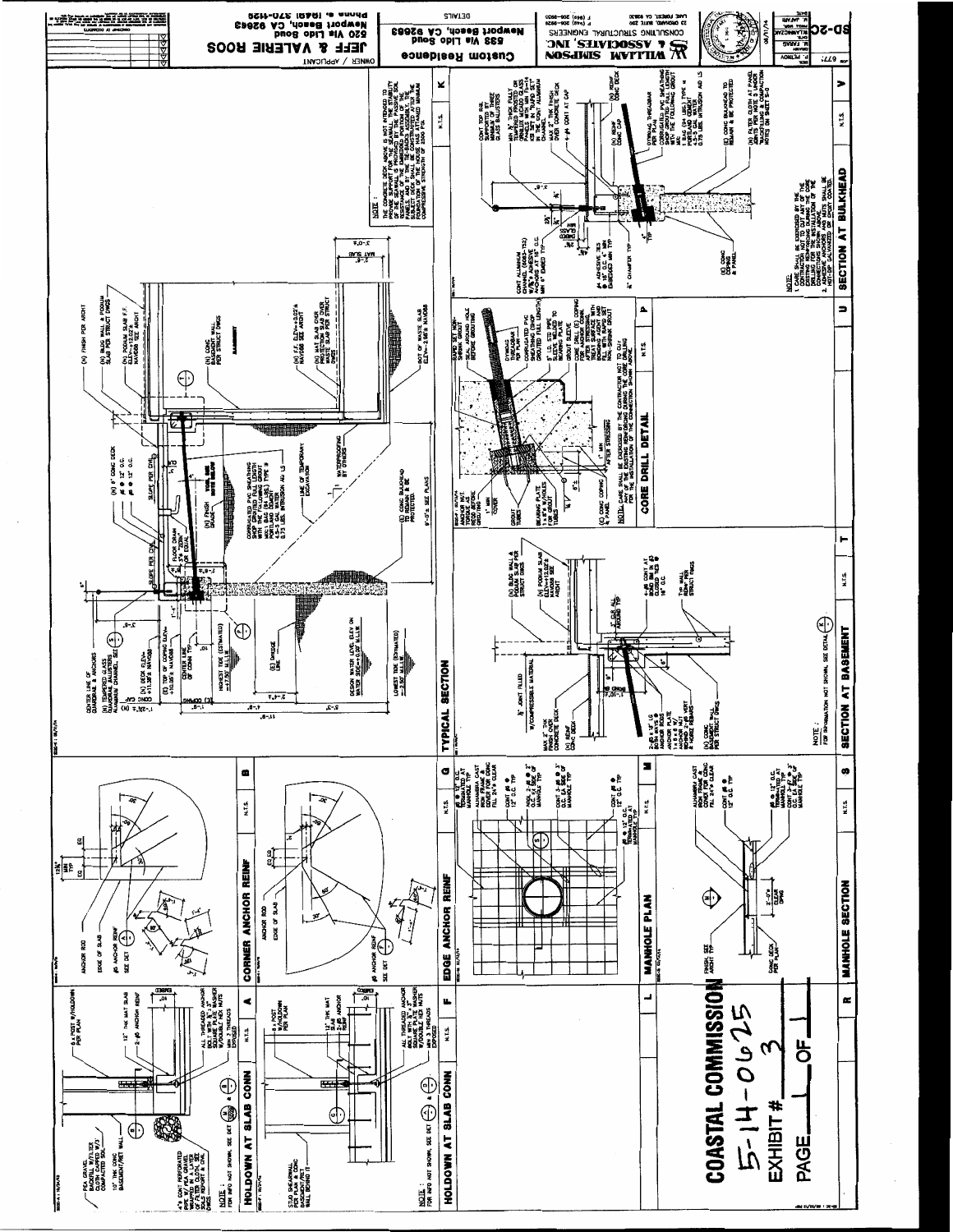# COASTAL COMMISSION

5-14-0625

EXHIBIT # 3

PAGE 1 OF 1

**Custom Residence**
638 Via Lido Soud
Newport Beach, CA 92663

DETAILS

**JEFF & VALERIE ROOS**
620 Via Lido Soud
Newport Beach, CA 92663

OWNER / APPLICANT

WILLIAM SIMPSON & ASSOCIATES, INC
CONSULTING STRUCTURAL ENGINEERS

SD-2C

## HOLDOWN AT SLAB CONN (A)

N.T.S.

NOTE: FOR INFO NOT SHOWN, SEE DET

## HOLDOWN AT SLAB CONN (F)

N.T.S.

NOTE: FOR INFO NOT SHOWN, SEE DET

## CORNER ANCHOR REINF (B)

N.T.S.

## EDGE ANCHOR REINF (G)

N.T.S.

## MANHOLE PLAN (H)

N.T.S.

## MANHOLE SECTION (R)

N.T.S.

## TYPICAL SECTION (C)

## SECTION AT BASEMENT (S)

N.T.S.

NOTE: FOR INFORMATION NOT SHOWN, SEE DETAIL

## CORE DRILL DETAIL (T)

N.T.S.

NOTE: CARE SHALL BE EXERCISED BY THE CONTRACTOR NOT TO CUT ANY OF THE EXISTING REINFORCING DURING THE CORE DRILLING FOR THE INSTALLATION OF THE CONNECTION SHOWN ABOVE.

## SECTION AT BULKHEAD (U)

N.T.S.

NOTE:
1. CARE SHALL BE EXERCISED BY THE CONTRACTOR NOT TO CUT ANY OF THE EXISTING REINFORCING DURING THE CORE DRILLING FOR THE INSTALLATION OF THE CONNECTIONS SHOWN ABOVE.
2. CONNECTORS, ANCHORS AND NUTS SHALL BE HOT-DIP GALVANIZED OR EPOXY COATED.

NOTE: THE CONCRETE DECK ABOVE IS NOT INTENDED TO PROVIDE SUPPORT FOR THE SEAWALL. THE STABILITY OF THE SEAWALL IS PROVIDED BY THE PASSIVE SOIL RESISTANCE OF THE EMBEDDED PORTION OF THE PANELS, AND BY THE TIE-BACKS ASSEMBLY. THE SUBJECT DECK SHALL BE CONSTRUCTED AFTER THE FOUNDATION OF THE HOUSE HAS ATTAINED MINIMUM COMPRESSIVE STRENGTH OF 2500 PSI.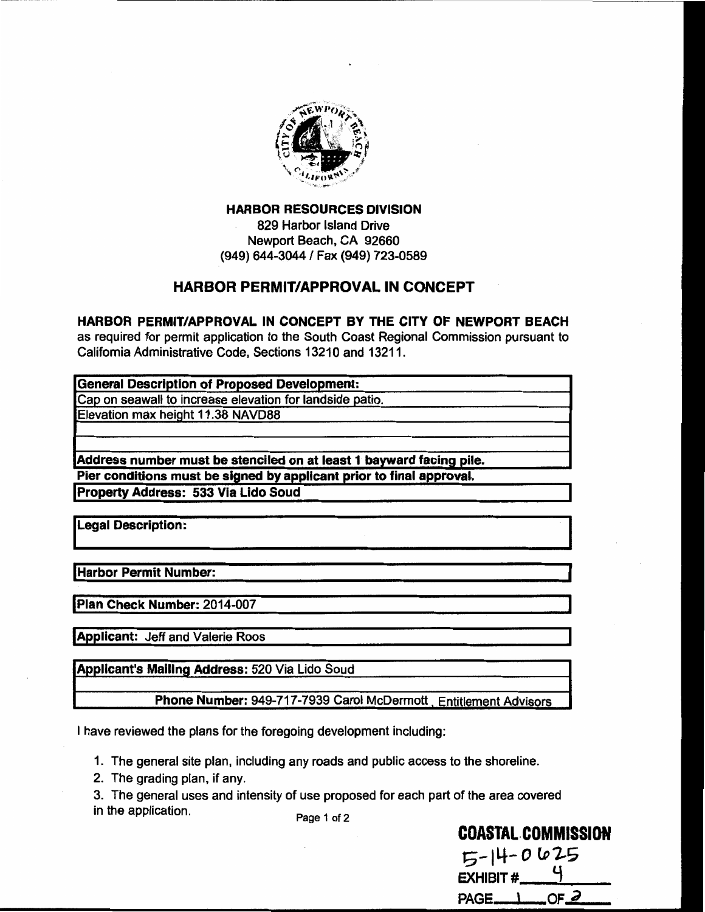## HARBOR RESOURCES DIVISION

829 Harbor Island Drive
Newport Beach, CA 92660
(949) 644-3044 / Fax (949) 723-0589

## HARBOR PERMIT/APPROVAL IN CONCEPT

**HARBOR PERMIT/APPROVAL IN CONCEPT BY THE CITY OF NEWPORT BEACH** as required for permit application to the South Coast Regional Commission pursuant to California Administrative Code, Sections 13210 and 13211.

**General Description of Proposed Development:**
Cap on seawall to increase elevation for landside patio.
Elevation max height 11.38 NAVD88

**Address number must be stenciled on at least 1 bayward facing pile.**
**Pier conditions must be signed by applicant prior to final approval.**

**Property Address:** 533 Via Lido Soud

**Legal Description:**

**Harbor Permit Number:**

**Plan Check Number:** 2014-007

**Applicant:** Jeff and Valerie Roos

**Applicant's Mailing Address:** 520 Via Lido Soud

**Phone Number:** 949-717-7939 Carol McDermott, Entitlement Advisors

I have reviewed the plans for the foregoing development including:

1. The general site plan, including any roads and public access to the shoreline.
2. The grading plan, if any.
3. The general uses and intensity of use proposed for each part of the area covered in the application.

**COASTAL COMMISSION**
5-14-0625
EXHIBIT # 4
PAGE 1 OF 2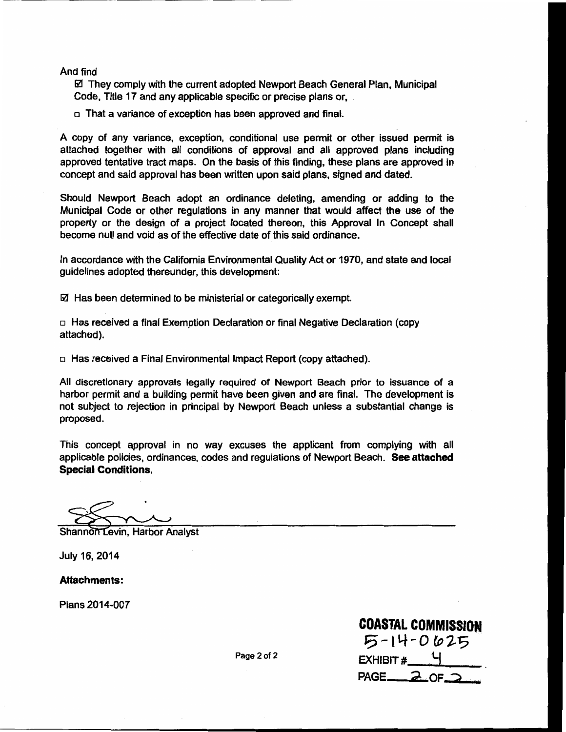And find

☑ They comply with the current adopted Newport Beach General Plan, Municipal Code, Title 17 and any applicable specific or precise plans or,

☐ That a variance of exception has been approved and final.

A copy of any variance, exception, conditional use permit or other issued permit is attached together with all conditions of approval and all approved plans including approved tentative tract maps. On the basis of this finding, these plans are approved in concept and said approval has been written upon said plans, signed and dated.

Should Newport Beach adopt an ordinance deleting, amending or adding to the Municipal Code or other regulations in any manner that would affect the use of the property or the design of a project located thereon, this Approval In Concept shall become null and void as of the effective date of this said ordinance.

In accordance with the California Environmental Quality Act or 1970, and state and local guidelines adopted thereunder, this development:

☑ Has been determined to be ministerial or categorically exempt.

☐ Has received a final Exemption Declaration or final Negative Declaration (copy attached).

☐ Has received a Final Environmental Impact Report (copy attached).

All discretionary approvals legally required of Newport Beach prior to issuance of a harbor permit and a building permit have been given and are final. The development is not subject to rejection in principal by Newport Beach unless a substantial change is proposed.

This concept approval in no way excuses the applicant from complying with all applicable policies, ordinances, codes and regulations of Newport Beach. **See attached Special Conditions.**

Shannon Levin, Harbor Analyst

July 16, 2014

**Attachments:**

Plans 2014-007

**COASTAL COMMISSION**
5-14-0625
EXHIBIT # 4
PAGE 2 OF 2